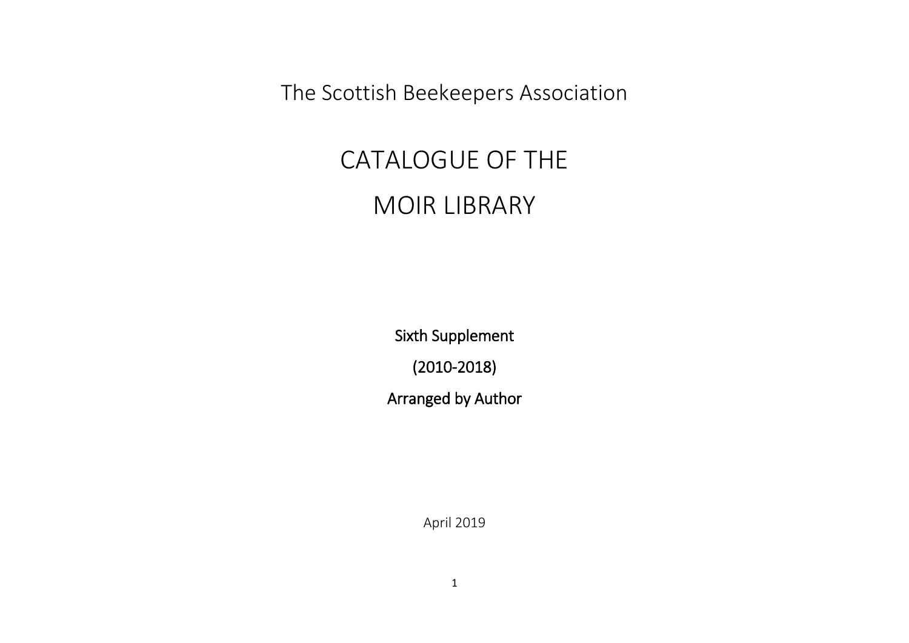The Scottish Beekeepers Association

# CATALOGUE OF THE MOIR LIBRARY

**Sixth Supplement**

**(2010-2018)**

**Arranged by Author**

April 2019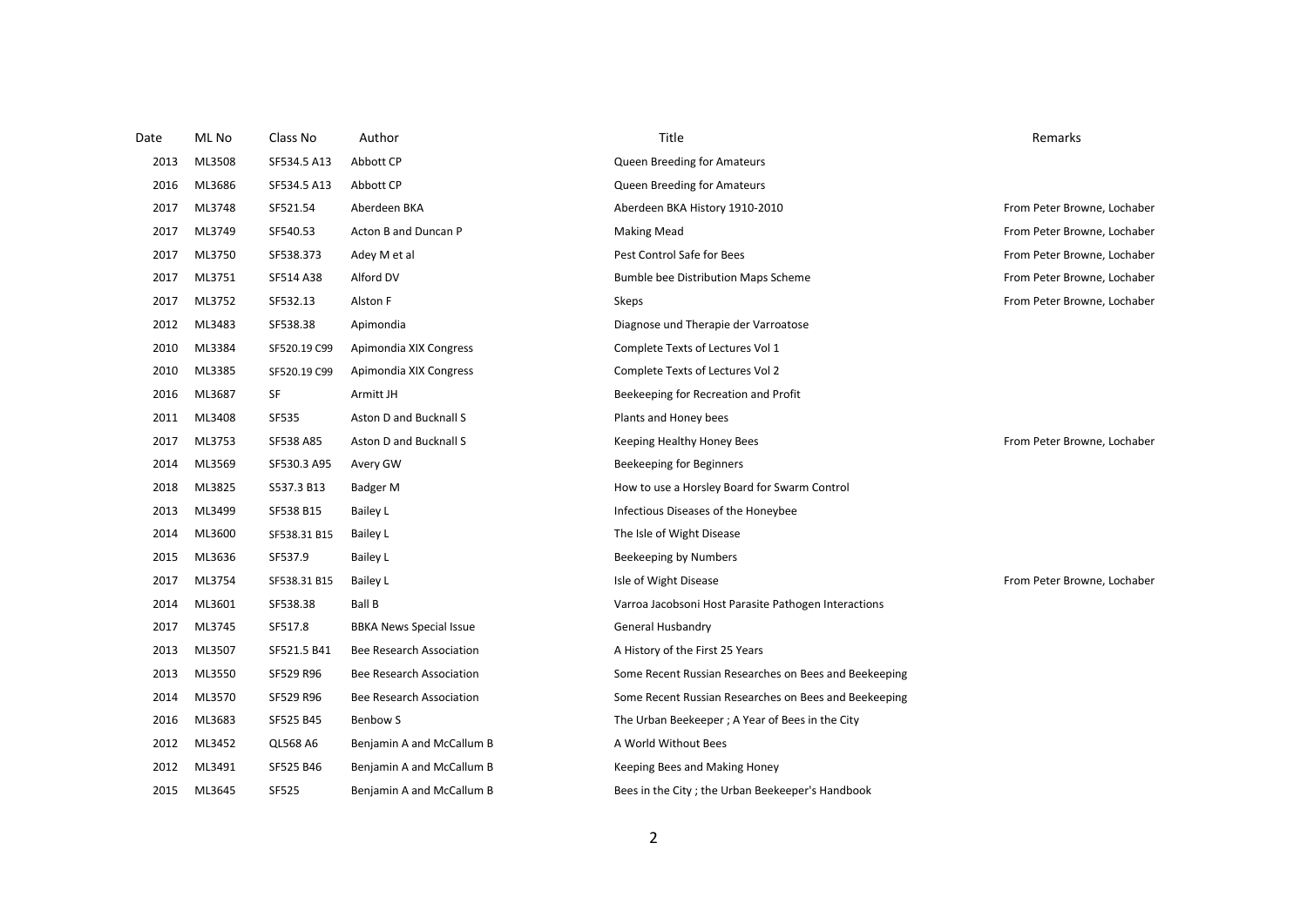| Date | ML No | Class No | Author | Title | Remarks |
|---|---|---|---|---|---|
| 2013 | ML3508 | SF534.5 A13 | Abbott CP | Queen Breeding for Amateurs | |
| 2016 | ML3686 | SF534.5 A13 | Abbott CP | Queen Breeding for Amateurs | |
| 2017 | ML3748 | SF521.54 | Aberdeen BKA | Aberdeen BKA History 1910-2010 | From Peter Browne, Lochaber |
| 2017 | ML3749 | SF540.53 | Acton B and Duncan P | Making Mead | From Peter Browne, Lochaber |
| 2017 | ML3750 | SF538.373 | Adey M et al | Pest Control Safe for Bees | From Peter Browne, Lochaber |
| 2017 | ML3751 | SF514 A38 | Alford DV | Bumble bee Distribution Maps Scheme | From Peter Browne, Lochaber |
| 2017 | ML3752 | SF532.13 | Alston F | Skeps | From Peter Browne, Lochaber |
| 2012 | ML3483 | SF538.38 | Apimondia | Diagnose und Therapie der Varroatose | |
| 2010 | ML3384 | SF520.19 C99 | Apimondia XIX Congress | Complete Texts of Lectures Vol 1 | |
| 2010 | ML3385 | SF520.19 C99 | Apimondia XIX Congress | Complete Texts of Lectures Vol 2 | |
| 2016 | ML3687 | SF | Armitt JH | Beekeeping for Recreation and Profit | |
| 2011 | ML3408 | SF535 | Aston D and Bucknall S | Plants and Honey bees | |
| 2017 | ML3753 | SF538 A85 | Aston D and Bucknall S | Keeping Healthy Honey Bees | From Peter Browne, Lochaber |
| 2014 | ML3569 | SF530.3 A95 | Avery GW | Beekeeping for Beginners | |
| 2018 | ML3825 | S537.3 B13 | Badger M | How to use a Horsley Board for Swarm Control | |
| 2013 | ML3499 | SF538 B15 | Bailey L | Infectious Diseases of the Honeybee | |
| 2014 | ML3600 | SF538.31 B15 | Bailey L | The Isle of Wight Disease | |
| 2015 | ML3636 | SF537.9 | Bailey L | Beekeeping by Numbers | |
| 2017 | ML3754 | SF538.31 B15 | Bailey L | Isle of Wight Disease | From Peter Browne, Lochaber |
| 2014 | ML3601 | SF538.38 | Ball B | Varroa Jacobsoni Host Parasite Pathogen Interactions | |
| 2017 | ML3745 | SF517.8 | BBKA News Special Issue | General Husbandry | |
| 2013 | ML3507 | SF521.5 B41 | Bee Research Association | A History of the First 25 Years | |
| 2013 | ML3550 | SF529 R96 | Bee Research Association | Some Recent Russian Researches on Bees and Beekeeping | |
| 2014 | ML3570 | SF529 R96 | Bee Research Association | Some Recent Russian Researches on Bees and Beekeeping | |
| 2016 | ML3683 | SF525 B45 | Benbow S | The Urban Beekeeper ; A Year of Bees in the City | |
| 2012 | ML3452 | QL568 A6 | Benjamin A and McCallum B | A World Without Bees | |
| 2012 | ML3491 | SF525 B46 | Benjamin A and McCallum B | Keeping Bees and Making Honey | |
| 2015 | ML3645 | SF525 | Benjamin A and McCallum B | Bees in the City ; the Urban Beekeeper's Handbook | |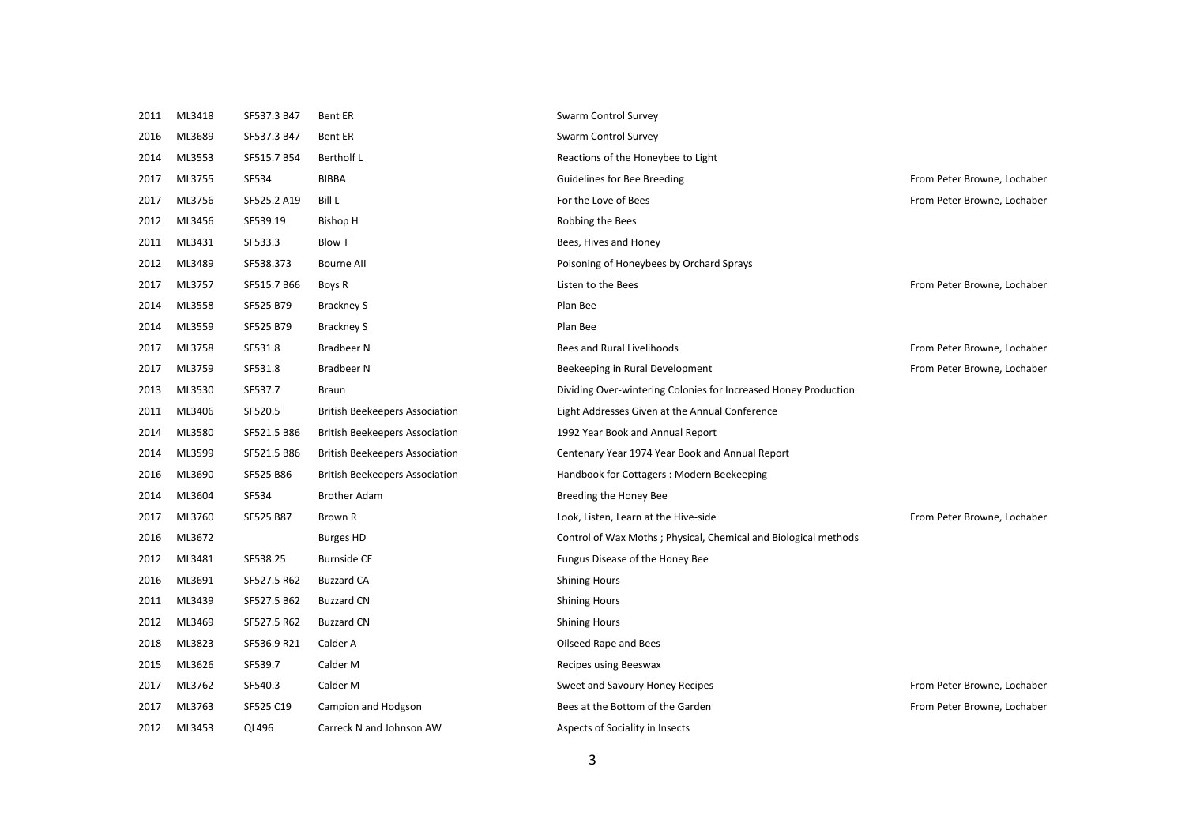| | | | | | |
|---|---|---|---|---|---|
| 2011 | ML3418 | SF537.3 B47 | Bent ER | Swarm Control Survey | |
| 2016 | ML3689 | SF537.3 B47 | Bent ER | Swarm Control Survey | |
| 2014 | ML3553 | SF515.7 B54 | Bertholf L | Reactions of the Honeybee to Light | |
| 2017 | ML3755 | SF534 | BIBBA | Guidelines for Bee Breeding | From Peter Browne, Lochaber |
| 2017 | ML3756 | SF525.2 A19 | Bill L | For the Love of Bees | From Peter Browne, Lochaber |
| 2012 | ML3456 | SF539.19 | Bishop H | Robbing the Bees | |
| 2011 | ML3431 | SF533.3 | Blow T | Bees, Hives and Honey | |
| 2012 | ML3489 | SF538.373 | Bourne AII | Poisoning of Honeybees by Orchard Sprays | |
| 2017 | ML3757 | SF515.7 B66 | Boys R | Listen to the Bees | From Peter Browne, Lochaber |
| 2014 | ML3558 | SF525 B79 | Brackney S | Plan Bee | |
| 2014 | ML3559 | SF525 B79 | Brackney S | Plan Bee | |
| 2017 | ML3758 | SF531.8 | Bradbeer N | Bees and Rural Livelihoods | From Peter Browne, Lochaber |
| 2017 | ML3759 | SF531.8 | Bradbeer N | Beekeeping in Rural Development | From Peter Browne, Lochaber |
| 2013 | ML3530 | SF537.7 | Braun | Dividing Over-wintering Colonies for Increased Honey Production | |
| 2011 | ML3406 | SF520.5 | British Beekeepers Association | Eight Addresses Given at the Annual Conference | |
| 2014 | ML3580 | SF521.5 B86 | British Beekeepers Association | 1992 Year Book and Annual Report | |
| 2014 | ML3599 | SF521.5 B86 | British Beekeepers Association | Centenary Year 1974 Year Book and Annual Report | |
| 2016 | ML3690 | SF525 B86 | British Beekeepers Association | Handbook for Cottagers : Modern Beekeeping | |
| 2014 | ML3604 | SF534 | Brother Adam | Breeding the Honey Bee | |
| 2017 | ML3760 | SF525 B87 | Brown R | Look, Listen, Learn at the Hive-side | From Peter Browne, Lochaber |
| 2016 | ML3672 | | Burges HD | Control of Wax Moths ; Physical, Chemical and Biological methods | |
| 2012 | ML3481 | SF538.25 | Burnside CE | Fungus Disease of the Honey Bee | |
| 2016 | ML3691 | SF527.5 R62 | Buzzard CA | Shining Hours | |
| 2011 | ML3439 | SF527.5 B62 | Buzzard CN | Shining Hours | |
| 2012 | ML3469 | SF527.5 R62 | Buzzard CN | Shining Hours | |
| 2018 | ML3823 | SF536.9 R21 | Calder A | Oilseed Rape and Bees | |
| 2015 | ML3626 | SF539.7 | Calder M | Recipes using Beeswax | |
| 2017 | ML3762 | SF540.3 | Calder M | Sweet and Savoury Honey Recipes | From Peter Browne, Lochaber |
| 2017 | ML3763 | SF525 C19 | Campion and Hodgson | Bees at the Bottom of the Garden | From Peter Browne, Lochaber |
| 2012 | ML3453 | QL496 | Carreck N and Johnson AW | Aspects of Sociality in Insects | |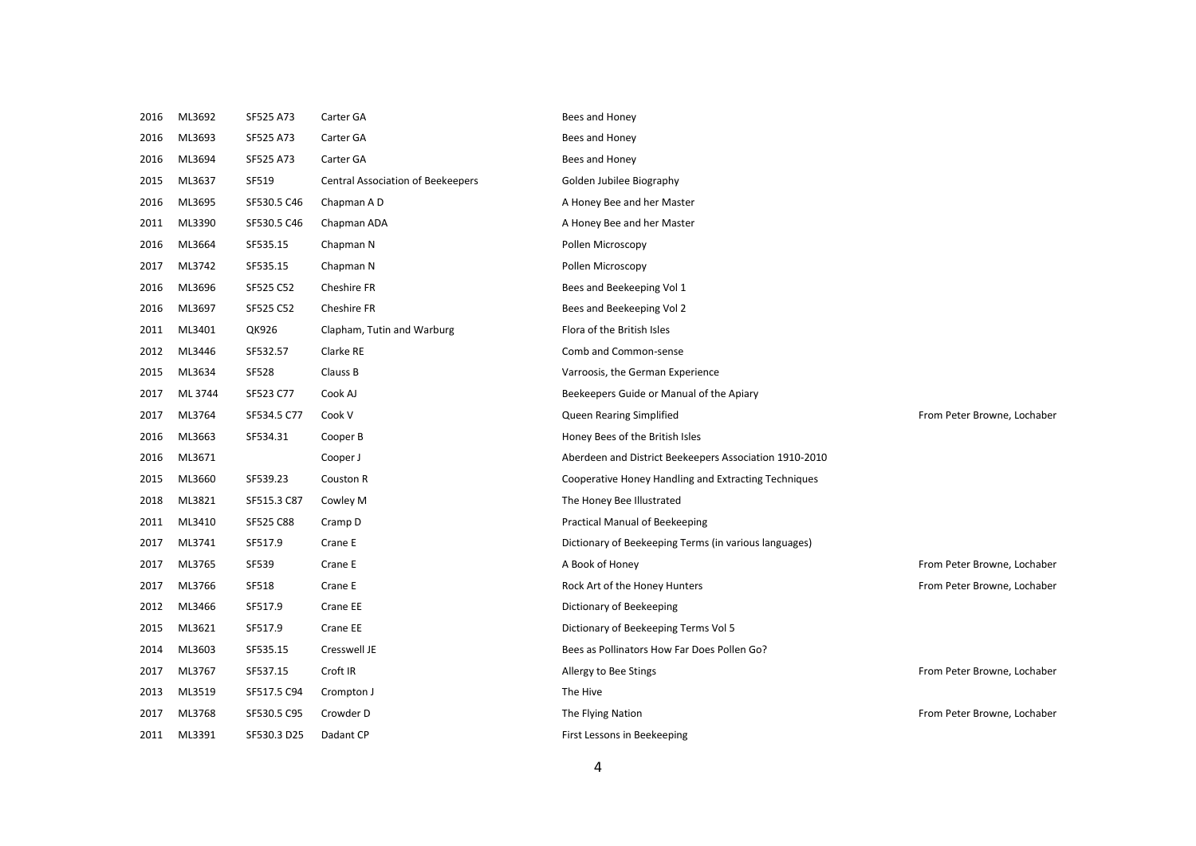| | | | | | |
|---|---|---|---|---|---|
| 2016 | ML3692 | SF525 A73 | Carter GA | Bees and Honey | |
| 2016 | ML3693 | SF525 A73 | Carter GA | Bees and Honey | |
| 2016 | ML3694 | SF525 A73 | Carter GA | Bees and Honey | |
| 2015 | ML3637 | SF519 | Central Association of Beekeepers | Golden Jubilee Biography | |
| 2016 | ML3695 | SF530.5 C46 | Chapman A D | A Honey Bee and her Master | |
| 2011 | ML3390 | SF530.5 C46 | Chapman ADA | A Honey Bee and her Master | |
| 2016 | ML3664 | SF535.15 | Chapman N | Pollen Microscopy | |
| 2017 | ML3742 | SF535.15 | Chapman N | Pollen Microscopy | |
| 2016 | ML3696 | SF525 C52 | Cheshire FR | Bees and Beekeeping Vol 1 | |
| 2016 | ML3697 | SF525 C52 | Cheshire FR | Bees and Beekeeping Vol 2 | |
| 2011 | ML3401 | QK926 | Clapham, Tutin and Warburg | Flora of the British Isles | |
| 2012 | ML3446 | SF532.57 | Clarke RE | Comb and Common-sense | |
| 2015 | ML3634 | SF528 | Clauss B | Varroosis, the German Experience | |
| 2017 | ML 3744 | SF523 C77 | Cook AJ | Beekeepers Guide or Manual of the Apiary | |
| 2017 | ML3764 | SF534.5 C77 | Cook V | Queen Rearing Simplified | From Peter Browne, Lochaber |
| 2016 | ML3663 | SF534.31 | Cooper B | Honey Bees of the British Isles | |
| 2016 | ML3671 | | Cooper J | Aberdeen and District Beekeepers Association 1910-2010 | |
| 2015 | ML3660 | SF539.23 | Couston R | Cooperative Honey Handling and Extracting Techniques | |
| 2018 | ML3821 | SF515.3 C87 | Cowley M | The Honey Bee Illustrated | |
| 2011 | ML3410 | SF525 C88 | Cramp D | Practical Manual of Beekeeping | |
| 2017 | ML3741 | SF517.9 | Crane E | Dictionary of Beekeeping Terms (in various languages) | |
| 2017 | ML3765 | SF539 | Crane E | A Book of Honey | From Peter Browne, Lochaber |
| 2017 | ML3766 | SF518 | Crane E | Rock Art of the Honey Hunters | From Peter Browne, Lochaber |
| 2012 | ML3466 | SF517.9 | Crane EE | Dictionary of Beekeeping | |
| 2015 | ML3621 | SF517.9 | Crane EE | Dictionary of Beekeeping Terms Vol 5 | |
| 2014 | ML3603 | SF535.15 | Cresswell JE | Bees as Pollinators How Far Does Pollen Go? | |
| 2017 | ML3767 | SF537.15 | Croft IR | Allergy to Bee Stings | From Peter Browne, Lochaber |
| 2013 | ML3519 | SF517.5 C94 | Crompton J | The Hive | |
| 2017 | ML3768 | SF530.5 C95 | Crowder D | The Flying Nation | From Peter Browne, Lochaber |
| 2011 | ML3391 | SF530.3 D25 | Dadant CP | First Lessons in Beekeeping | |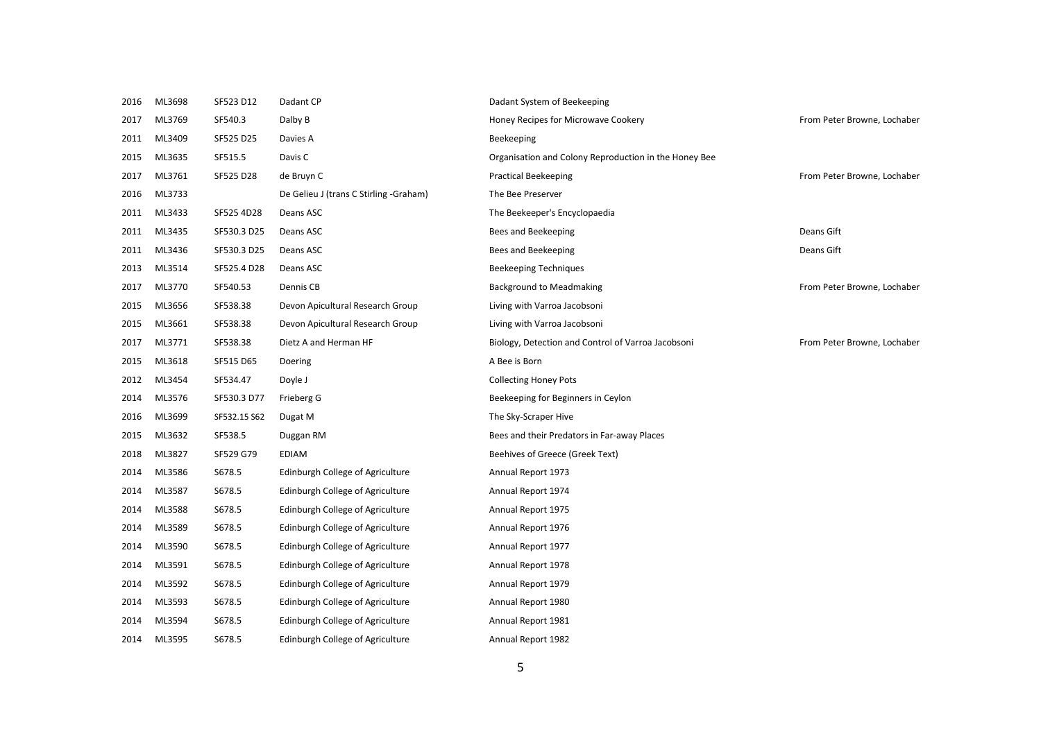| | | | | | |
|---|---|---|---|---|---|
| 2016 | ML3698 | SF523 D12 | Dadant CP | Dadant System of Beekeeping | |
| 2017 | ML3769 | SF540.3 | Dalby B | Honey Recipes for Microwave Cookery | From Peter Browne, Lochaber |
| 2011 | ML3409 | SF525 D25 | Davies A | Beekeeping | |
| 2015 | ML3635 | SF515.5 | Davis C | Organisation and Colony Reproduction in the Honey Bee | |
| 2017 | ML3761 | SF525 D28 | de Bruyn C | Practical Beekeeping | From Peter Browne, Lochaber |
| 2016 | ML3733 | | De Gelieu J (trans C Stirling -Graham) | The Bee Preserver | |
| 2011 | ML3433 | SF525 4D28 | Deans ASC | The Beekeeper's Encyclopaedia | |
| 2011 | ML3435 | SF530.3 D25 | Deans ASC | Bees and Beekeeping | Deans Gift |
| 2011 | ML3436 | SF530.3 D25 | Deans ASC | Bees and Beekeeping | Deans Gift |
| 2013 | ML3514 | SF525.4 D28 | Deans ASC | Beekeeping Techniques | |
| 2017 | ML3770 | SF540.53 | Dennis CB | Background to Meadmaking | From Peter Browne, Lochaber |
| 2015 | ML3656 | SF538.38 | Devon Apicultural Research Group | Living with Varroa Jacobsoni | |
| 2015 | ML3661 | SF538.38 | Devon Apicultural Research Group | Living with Varroa Jacobsoni | |
| 2017 | ML3771 | SF538.38 | Dietz A and Herman HF | Biology, Detection and Control of Varroa Jacobsoni | From Peter Browne, Lochaber |
| 2015 | ML3618 | SF515 D65 | Doering | A Bee is Born | |
| 2012 | ML3454 | SF534.47 | Doyle J | Collecting Honey Pots | |
| 2014 | ML3576 | SF530.3 D77 | Frieberg G | Beekeeping for Beginners in Ceylon | |
| 2016 | ML3699 | SF532.15 S62 | Dugat M | The Sky-Scraper Hive | |
| 2015 | ML3632 | SF538.5 | Duggan RM | Bees and their Predators in Far-away Places | |
| 2018 | ML3827 | SF529 G79 | EDIAM | Beehives of Greece (Greek Text) | |
| 2014 | ML3586 | S678.5 | Edinburgh College of Agriculture | Annual Report 1973 | |
| 2014 | ML3587 | S678.5 | Edinburgh College of Agriculture | Annual Report 1974 | |
| 2014 | ML3588 | S678.5 | Edinburgh College of Agriculture | Annual Report 1975 | |
| 2014 | ML3589 | S678.5 | Edinburgh College of Agriculture | Annual Report 1976 | |
| 2014 | ML3590 | S678.5 | Edinburgh College of Agriculture | Annual Report 1977 | |
| 2014 | ML3591 | S678.5 | Edinburgh College of Agriculture | Annual Report 1978 | |
| 2014 | ML3592 | S678.5 | Edinburgh College of Agriculture | Annual Report 1979 | |
| 2014 | ML3593 | S678.5 | Edinburgh College of Agriculture | Annual Report 1980 | |
| 2014 | ML3594 | S678.5 | Edinburgh College of Agriculture | Annual Report 1981 | |
| 2014 | ML3595 | S678.5 | Edinburgh College of Agriculture | Annual Report 1982 | |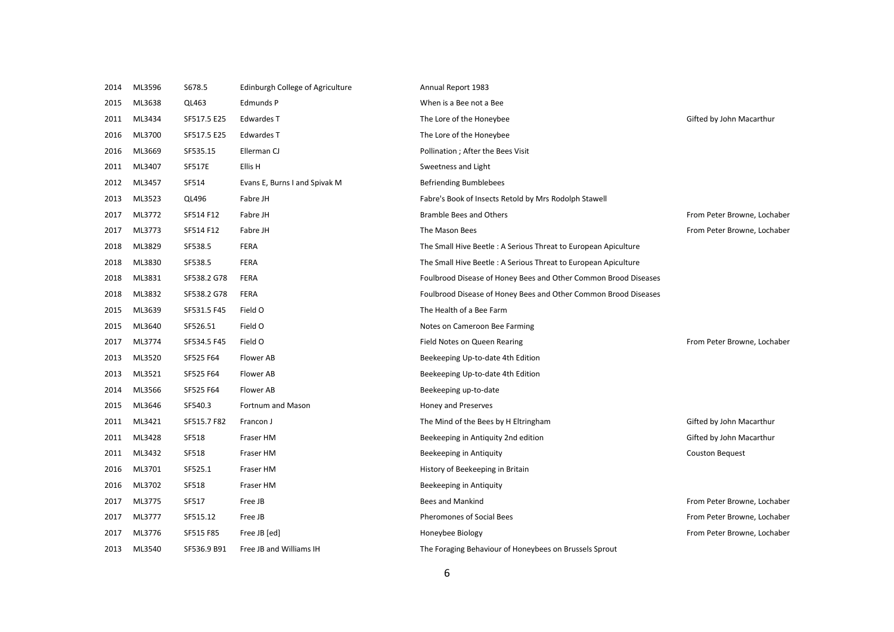| | | | | | |
|---|---|---|---|---|---|
| 2014 | ML3596 | S678.5 | Edinburgh College of Agriculture | Annual Report 1983 | |
| 2015 | ML3638 | QL463 | Edmunds P | When is a Bee not a Bee | |
| 2011 | ML3434 | SF517.5 E25 | Edwardes T | The Lore of the Honeybee | Gifted by John Macarthur |
| 2016 | ML3700 | SF517.5 E25 | Edwardes T | The Lore of the Honeybee | |
| 2016 | ML3669 | SF535.15 | Ellerman CJ | Pollination ; After the Bees Visit | |
| 2011 | ML3407 | SF517E | Ellis H | Sweetness and Light | |
| 2012 | ML3457 | SF514 | Evans E, Burns I and Spivak M | Befriending Bumblebees | |
| 2013 | ML3523 | QL496 | Fabre JH | Fabre's Book of Insects Retold by Mrs Rodolph Stawell | |
| 2017 | ML3772 | SF514 F12 | Fabre JH | Bramble Bees and Others | From Peter Browne, Lochaber |
| 2017 | ML3773 | SF514 F12 | Fabre JH | The Mason Bees | From Peter Browne, Lochaber |
| 2018 | ML3829 | SF538.5 | FERA | The Small Hive Beetle : A Serious Threat to European Apiculture | |
| 2018 | ML3830 | SF538.5 | FERA | The Small Hive Beetle : A Serious Threat to European Apiculture | |
| 2018 | ML3831 | SF538.2 G78 | FERA | Foulbrood Disease of Honey Bees and Other Common Brood Diseases | |
| 2018 | ML3832 | SF538.2 G78 | FERA | Foulbrood Disease of Honey Bees and Other Common Brood Diseases | |
| 2015 | ML3639 | SF531.5 F45 | Field O | The Health of a Bee Farm | |
| 2015 | ML3640 | SF526.51 | Field O | Notes on Cameroon Bee Farming | |
| 2017 | ML3774 | SF534.5 F45 | Field O | Field Notes on Queen Rearing | From Peter Browne, Lochaber |
| 2013 | ML3520 | SF525 F64 | Flower AB | Beekeeping Up-to-date 4th Edition | |
| 2013 | ML3521 | SF525 F64 | Flower AB | Beekeeping Up-to-date 4th Edition | |
| 2014 | ML3566 | SF525 F64 | Flower AB | Beekeeping up-to-date | |
| 2015 | ML3646 | SF540.3 | Fortnum and Mason | Honey and Preserves | |
| 2011 | ML3421 | SF515.7 F82 | Francon J | The Mind of the Bees by H Eltringham | Gifted by John Macarthur |
| 2011 | ML3428 | SF518 | Fraser HM | Beekeeping in Antiquity 2nd edition | Gifted by John Macarthur |
| 2011 | ML3432 | SF518 | Fraser HM | Beekeeping in Antiquity | Couston Bequest |
| 2016 | ML3701 | SF525.1 | Fraser HM | History of Beekeeping in Britain | |
| 2016 | ML3702 | SF518 | Fraser HM | Beekeeping in Antiquity | |
| 2017 | ML3775 | SF517 | Free JB | Bees and Mankind | From Peter Browne, Lochaber |
| 2017 | ML3777 | SF515.12 | Free JB | Pheromones of Social Bees | From Peter Browne, Lochaber |
| 2017 | ML3776 | SF515 F85 | Free JB [ed] | Honeybee Biology | From Peter Browne, Lochaber |
| 2013 | ML3540 | SF536.9 B91 | Free JB and Williams IH | The Foraging Behaviour of Honeybees on Brussels Sprout | |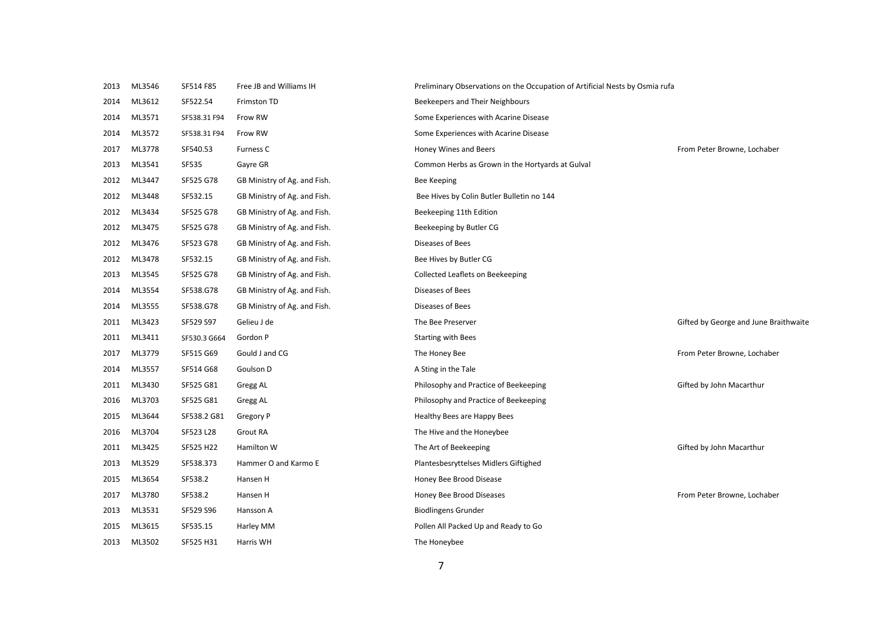| | | | | | |
|---|---|---|---|---|---|
| 2013 | ML3546 | SF514 F85 | Free JB and Williams IH | Preliminary Observations on the Occupation of Artificial Nests by Osmia rufa | |
| 2014 | ML3612 | SF522.54 | Frimston TD | Beekeepers and Their Neighbours | |
| 2014 | ML3571 | SF538.31 F94 | Frow RW | Some Experiences with Acarine Disease | |
| 2014 | ML3572 | SF538.31 F94 | Frow RW | Some Experiences with Acarine Disease | |
| 2017 | ML3778 | SF540.53 | Furness C | Honey Wines and Beers | From Peter Browne, Lochaber |
| 2013 | ML3541 | SF535 | Gayre GR | Common Herbs as Grown in the Hortyards at Gulval | |
| 2012 | ML3447 | SF525 G78 | GB Ministry of Ag. and Fish. | Bee Keeping | |
| 2012 | ML3448 | SF532.15 | GB Ministry of Ag. and Fish. | Bee Hives by Colin Butler Bulletin no 144 | |
| 2012 | ML3434 | SF525 G78 | GB Ministry of Ag. and Fish. | Beekeeping 11th Edition | |
| 2012 | ML3475 | SF525 G78 | GB Ministry of Ag. and Fish. | Beekeeping by Butler CG | |
| 2012 | ML3476 | SF523 G78 | GB Ministry of Ag. and Fish. | Diseases of Bees | |
| 2012 | ML3478 | SF532.15 | GB Ministry of Ag. and Fish. | Bee Hives by Butler CG | |
| 2013 | ML3545 | SF525 G78 | GB Ministry of Ag. and Fish. | Collected Leaflets on Beekeeping | |
| 2014 | ML3554 | SF538.G78 | GB Ministry of Ag. and Fish. | Diseases of Bees | |
| 2014 | ML3555 | SF538.G78 | GB Ministry of Ag. and Fish. | Diseases of Bees | |
| 2011 | ML3423 | SF529 S97 | Gelieu J de | The Bee Preserver | Gifted by George and June Braithwaite |
| 2011 | ML3411 | SF530.3 G664 | Gordon P | Starting with Bees | |
| 2017 | ML3779 | SF515 G69 | Gould J and CG | The Honey Bee | From Peter Browne, Lochaber |
| 2014 | ML3557 | SF514 G68 | Goulson D | A Sting in the Tale | |
| 2011 | ML3430 | SF525 G81 | Gregg AL | Philosophy and Practice of Beekeeping | Gifted by John Macarthur |
| 2016 | ML3703 | SF525 G81 | Gregg AL | Philosophy and Practice of Beekeeping | |
| 2015 | ML3644 | SF538.2 G81 | Gregory P | Healthy Bees are Happy Bees | |
| 2016 | ML3704 | SF523 L28 | Grout RA | The Hive and the Honeybee | |
| 2011 | ML3425 | SF525 H22 | Hamilton W | The Art of Beekeeping | Gifted by John Macarthur |
| 2013 | ML3529 | SF538.373 | Hammer O and Karmo E | Plantesbesryttelses Midlers Giftighed | |
| 2015 | ML3654 | SF538.2 | Hansen H | Honey Bee Brood Disease | |
| 2017 | ML3780 | SF538.2 | Hansen H | Honey Bee Brood Diseases | From Peter Browne, Lochaber |
| 2013 | ML3531 | SF529 S96 | Hansson A | Biodlingens Grunder | |
| 2015 | ML3615 | SF535.15 | Harley MM | Pollen All Packed Up and Ready to Go | |
| 2013 | ML3502 | SF525 H31 | Harris WH | The Honeybee | |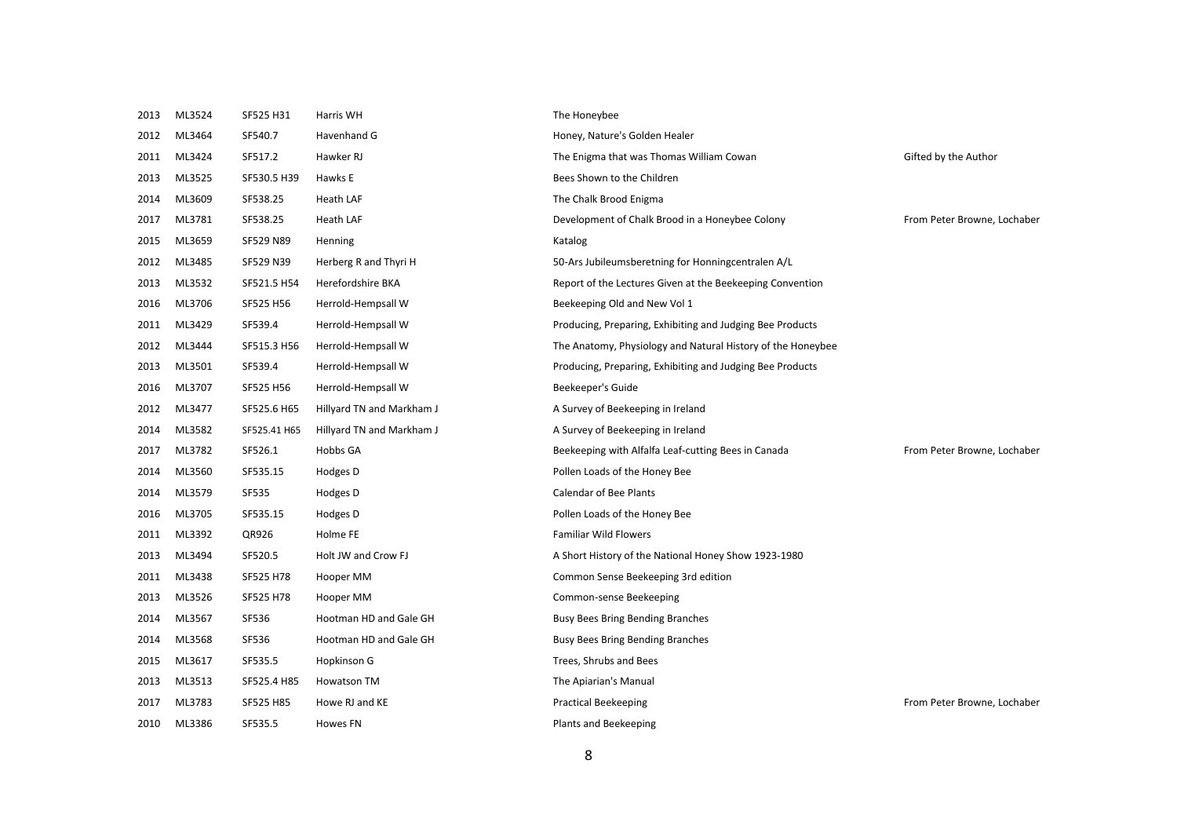| | | | | | |
|---|---|---|---|---|---|
| 2013 | ML3524 | SF525 H31 | Harris WH | The Honeybee | |
| 2012 | ML3464 | SF540.7 | Havenhand G | Honey, Nature's Golden Healer | |
| 2011 | ML3424 | SF517.2 | Hawker RJ | The Enigma that was Thomas William Cowan | Gifted by the Author |
| 2013 | ML3525 | SF530.5 H39 | Hawks E | Bees Shown to the Children | |
| 2014 | ML3609 | SF538.25 | Heath LAF | The Chalk Brood Enigma | |
| 2017 | ML3781 | SF538.25 | Heath LAF | Development of Chalk Brood in a Honeybee Colony | From Peter Browne, Lochaber |
| 2015 | ML3659 | SF529 N89 | Henning | Katalog | |
| 2012 | ML3485 | SF529 N39 | Herberg R and Thyri H | 50-Ars Jubileumsberetning for Honningcentralen A/L | |
| 2013 | ML3532 | SF521.5 H54 | Herefordshire BKA | Report of the Lectures Given at the Beekeeping Convention | |
| 2016 | ML3706 | SF525 H56 | Herrold-Hempsall W | Beekeeping Old and New Vol 1 | |
| 2011 | ML3429 | SF539.4 | Herrold-Hempsall W | Producing, Preparing, Exhibiting and Judging Bee Products | |
| 2012 | ML3444 | SF515.3 H56 | Herrold-Hempsall W | The Anatomy, Physiology and Natural History of the Honeybee | |
| 2013 | ML3501 | SF539.4 | Herrold-Hempsall W | Producing, Preparing, Exhibiting and Judging Bee Products | |
| 2016 | ML3707 | SF525 H56 | Herrold-Hempsall W | Beekeeper's Guide | |
| 2012 | ML3477 | SF525.6 H65 | Hillyard TN and Markham J | A Survey of Beekeeping in Ireland | |
| 2014 | ML3582 | SF525.41 H65 | Hillyard TN and Markham J | A Survey of Beekeeping in Ireland | |
| 2017 | ML3782 | SF526.1 | Hobbs GA | Beekeeping with Alfalfa Leaf-cutting Bees in Canada | From Peter Browne, Lochaber |
| 2014 | ML3560 | SF535.15 | Hodges D | Pollen Loads of the Honey Bee | |
| 2014 | ML3579 | SF535 | Hodges D | Calendar of Bee Plants | |
| 2016 | ML3705 | SF535.15 | Hodges D | Pollen Loads of the Honey Bee | |
| 2011 | ML3392 | QR926 | Holme FE | Familiar Wild Flowers | |
| 2013 | ML3494 | SF520.5 | Holt JW and Crow FJ | A Short History of the National Honey Show 1923-1980 | |
| 2011 | ML3438 | SF525 H78 | Hooper MM | Common Sense Beekeeping 3rd edition | |
| 2013 | ML3526 | SF525 H78 | Hooper MM | Common-sense Beekeeping | |
| 2014 | ML3567 | SF536 | Hootman HD and Gale GH | Busy Bees Bring Bending Branches | |
| 2014 | ML3568 | SF536 | Hootman HD and Gale GH | Busy Bees Bring Bending Branches | |
| 2015 | ML3617 | SF535.5 | Hopkinson G | Trees, Shrubs and Bees | |
| 2013 | ML3513 | SF525.4 H85 | Howatson TM | The Apiarian's Manual | |
| 2017 | ML3783 | SF525 H85 | Howe RJ and KE | Practical Beekeeping | From Peter Browne, Lochaber |
| 2010 | ML3386 | SF535.5 | Howes FN | Plants and Beekeeping | |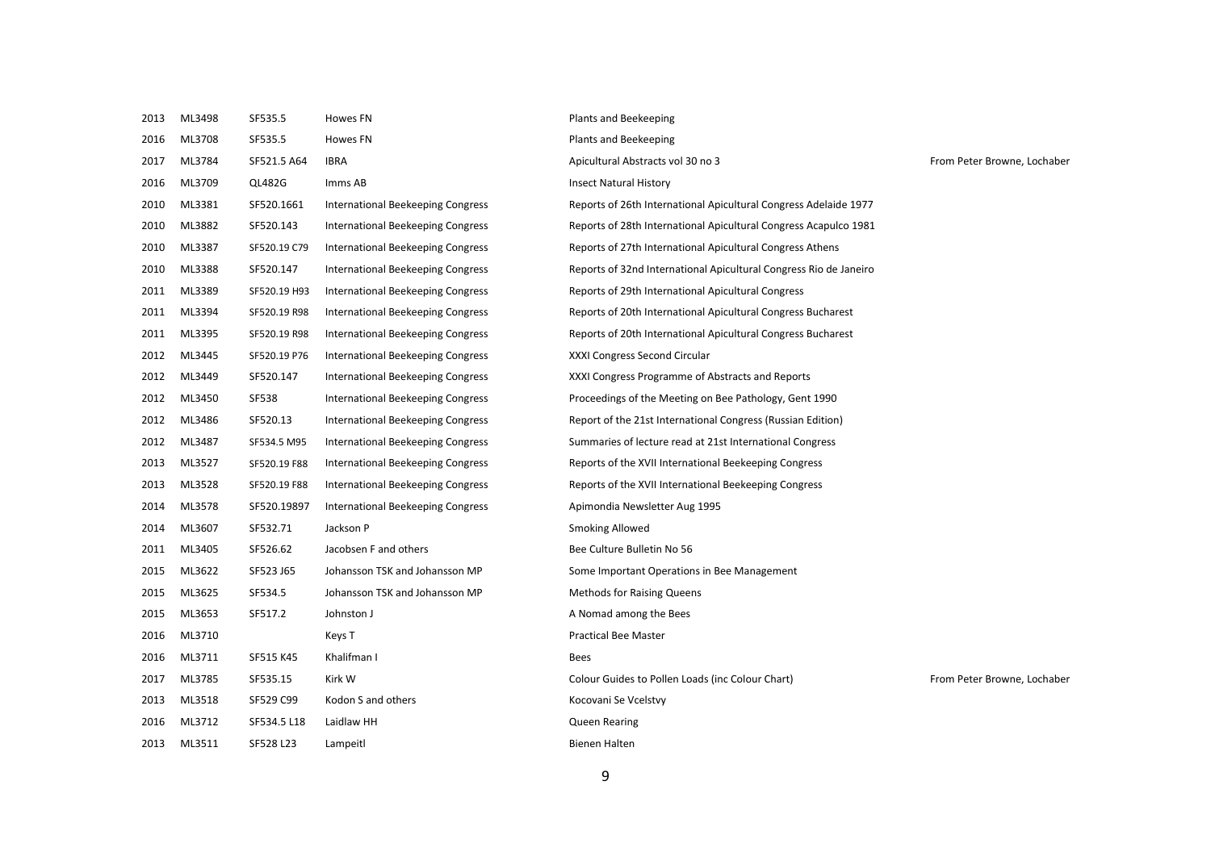| | | | | | |
|---|---|---|---|---|---|
| 2013 | ML3498 | SF535.5 | Howes FN | Plants and Beekeeping | |
| 2016 | ML3708 | SF535.5 | Howes FN | Plants and Beekeeping | |
| 2017 | ML3784 | SF521.5 A64 | IBRA | Apicultural Abstracts vol 30 no 3 | From Peter Browne, Lochaber |
| 2016 | ML3709 | QL482G | Imms AB | Insect Natural History | |
| 2010 | ML3381 | SF520.1661 | International Beekeeping Congress | Reports of 26th International Apicultural Congress Adelaide 1977 | |
| 2010 | ML3882 | SF520.143 | International Beekeeping Congress | Reports of 28th International Apicultural Congress Acapulco 1981 | |
| 2010 | ML3387 | SF520.19 C79 | International Beekeeping Congress | Reports of 27th International Apicultural Congress Athens | |
| 2010 | ML3388 | SF520.147 | International Beekeeping Congress | Reports of 32nd International Apicultural Congress Rio de Janeiro | |
| 2011 | ML3389 | SF520.19 H93 | International Beekeeping Congress | Reports of 29th International Apicultural Congress | |
| 2011 | ML3394 | SF520.19 R98 | International Beekeeping Congress | Reports of 20th International Apicultural Congress Bucharest | |
| 2011 | ML3395 | SF520.19 R98 | International Beekeeping Congress | Reports of 20th International Apicultural Congress Bucharest | |
| 2012 | ML3445 | SF520.19 P76 | International Beekeeping Congress | XXXI Congress Second Circular | |
| 2012 | ML3449 | SF520.147 | International Beekeeping Congress | XXXI Congress Programme of Abstracts and Reports | |
| 2012 | ML3450 | SF538 | International Beekeeping Congress | Proceedings of the Meeting on Bee Pathology, Gent 1990 | |
| 2012 | ML3486 | SF520.13 | International Beekeeping Congress | Report of the 21st International Congress (Russian Edition) | |
| 2012 | ML3487 | SF534.5 M95 | International Beekeeping Congress | Summaries of lecture read at 21st International Congress | |
| 2013 | ML3527 | SF520.19 F88 | International Beekeeping Congress | Reports of the XVII International Beekeeping Congress | |
| 2013 | ML3528 | SF520.19 F88 | International Beekeeping Congress | Reports of the XVII International Beekeeping Congress | |
| 2014 | ML3578 | SF520.19897 | International Beekeeping Congress | Apimondia Newsletter Aug 1995 | |
| 2014 | ML3607 | SF532.71 | Jackson P | Smoking Allowed | |
| 2011 | ML3405 | SF526.62 | Jacobsen F and others | Bee Culture Bulletin No 56 | |
| 2015 | ML3622 | SF523 J65 | Johansson TSK and Johansson MP | Some Important Operations in Bee Management | |
| 2015 | ML3625 | SF534.5 | Johansson TSK and Johansson MP | Methods for Raising Queens | |
| 2015 | ML3653 | SF517.2 | Johnston J | A Nomad among the Bees | |
| 2016 | ML3710 | | Keys T | Practical Bee Master | |
| 2016 | ML3711 | SF515 K45 | Khalifman I | Bees | |
| 2017 | ML3785 | SF535.15 | Kirk W | Colour Guides to Pollen Loads (inc Colour Chart) | From Peter Browne, Lochaber |
| 2013 | ML3518 | SF529 C99 | Kodon S and others | Kocovani Se Vcelstvy | |
| 2016 | ML3712 | SF534.5 L18 | Laidlaw HH | Queen Rearing | |
| 2013 | ML3511 | SF528 L23 | Lampeitl | Bienen Halten | |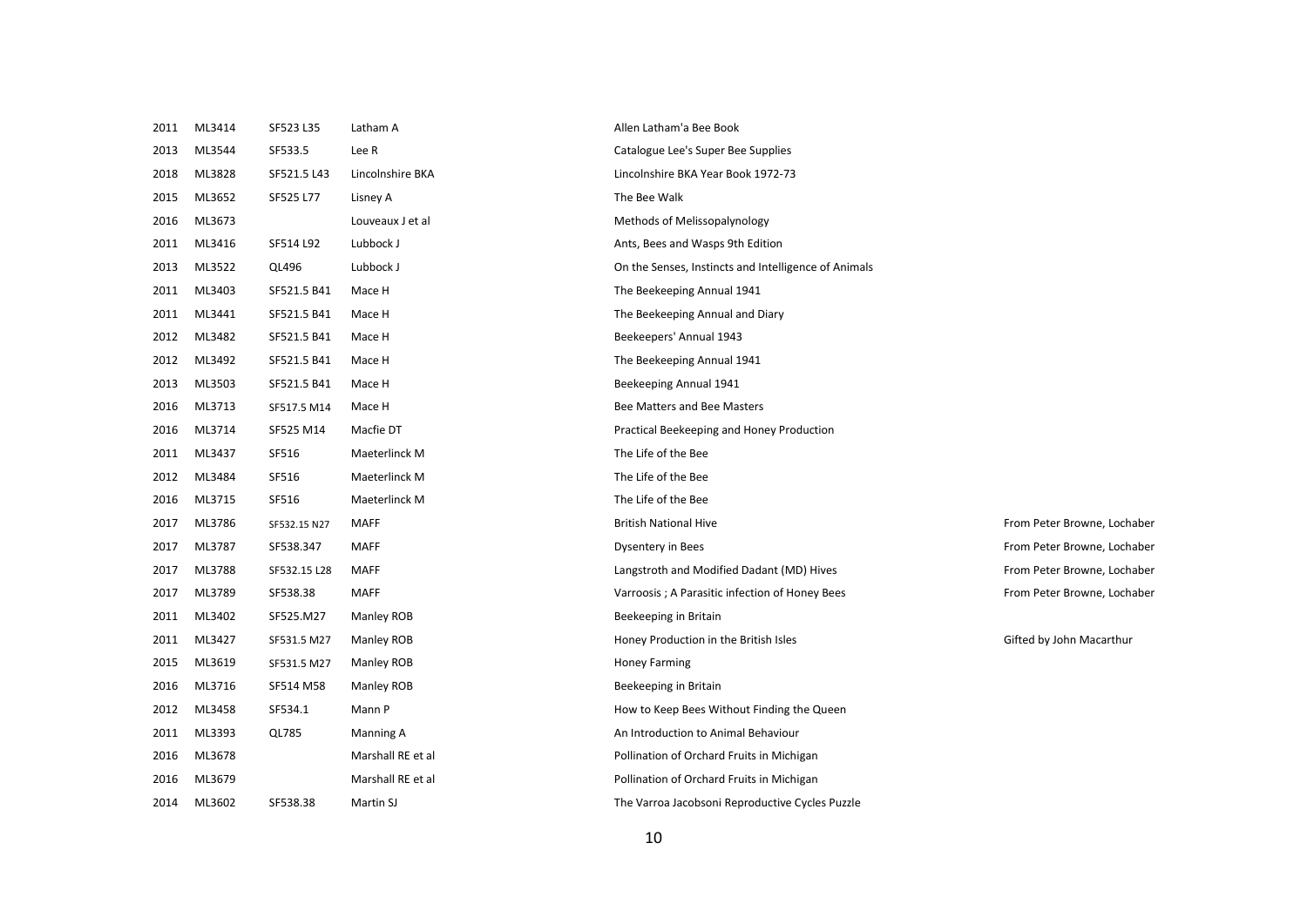| | | | | | |
|---|---|---|---|---|---|
| 2011 | ML3414 | SF523 L35 | Latham A | Allen Latham'a Bee Book | |
| 2013 | ML3544 | SF533.5 | Lee R | Catalogue Lee's Super Bee Supplies | |
| 2018 | ML3828 | SF521.5 L43 | Lincolnshire BKA | Lincolnshire BKA Year Book 1972-73 | |
| 2015 | ML3652 | SF525 L77 | Lisney A | The Bee Walk | |
| 2016 | ML3673 | | Louveaux J et al | Methods of Melissopalynology | |
| 2011 | ML3416 | SF514 L92 | Lubbock J | Ants, Bees and Wasps 9th Edition | |
| 2013 | ML3522 | QL496 | Lubbock J | On the Senses, Instincts and Intelligence of Animals | |
| 2011 | ML3403 | SF521.5 B41 | Mace H | The Beekeeping Annual 1941 | |
| 2011 | ML3441 | SF521.5 B41 | Mace H | The Beekeeping Annual and Diary | |
| 2012 | ML3482 | SF521.5 B41 | Mace H | Beekeepers' Annual 1943 | |
| 2012 | ML3492 | SF521.5 B41 | Mace H | The Beekeeping Annual 1941 | |
| 2013 | ML3503 | SF521.5 B41 | Mace H | Beekeeping Annual 1941 | |
| 2016 | ML3713 | SF517.5 M14 | Mace H | Bee Matters and Bee Masters | |
| 2016 | ML3714 | SF525 M14 | Macfie DT | Practical Beekeeping and Honey Production | |
| 2011 | ML3437 | SF516 | Maeterlinck M | The Life of the Bee | |
| 2012 | ML3484 | SF516 | Maeterlinck M | The Life of the Bee | |
| 2016 | ML3715 | SF516 | Maeterlinck M | The Life of the Bee | |
| 2017 | ML3786 | SF532.15 N27 | MAFF | British National Hive | From Peter Browne, Lochaber |
| 2017 | ML3787 | SF538.347 | MAFF | Dysentery in Bees | From Peter Browne, Lochaber |
| 2017 | ML3788 | SF532.15 L28 | MAFF | Langstroth and Modified Dadant (MD) Hives | From Peter Browne, Lochaber |
| 2017 | ML3789 | SF538.38 | MAFF | Varroosis ; A Parasitic infection of Honey Bees | From Peter Browne, Lochaber |
| 2011 | ML3402 | SF525.M27 | Manley ROB | Beekeeping in Britain | |
| 2011 | ML3427 | SF531.5 M27 | Manley ROB | Honey Production in the British Isles | Gifted by John Macarthur |
| 2015 | ML3619 | SF531.5 M27 | Manley ROB | Honey Farming | |
| 2016 | ML3716 | SF514 M58 | Manley ROB | Beekeeping in Britain | |
| 2012 | ML3458 | SF534.1 | Mann P | How to Keep Bees Without Finding the Queen | |
| 2011 | ML3393 | QL785 | Manning A | An Introduction to Animal Behaviour | |
| 2016 | ML3678 | | Marshall RE et al | Pollination of Orchard Fruits in Michigan | |
| 2016 | ML3679 | | Marshall RE et al | Pollination of Orchard Fruits in Michigan | |
| 2014 | ML3602 | SF538.38 | Martin SJ | The Varroa Jacobsoni Reproductive Cycles Puzzle | |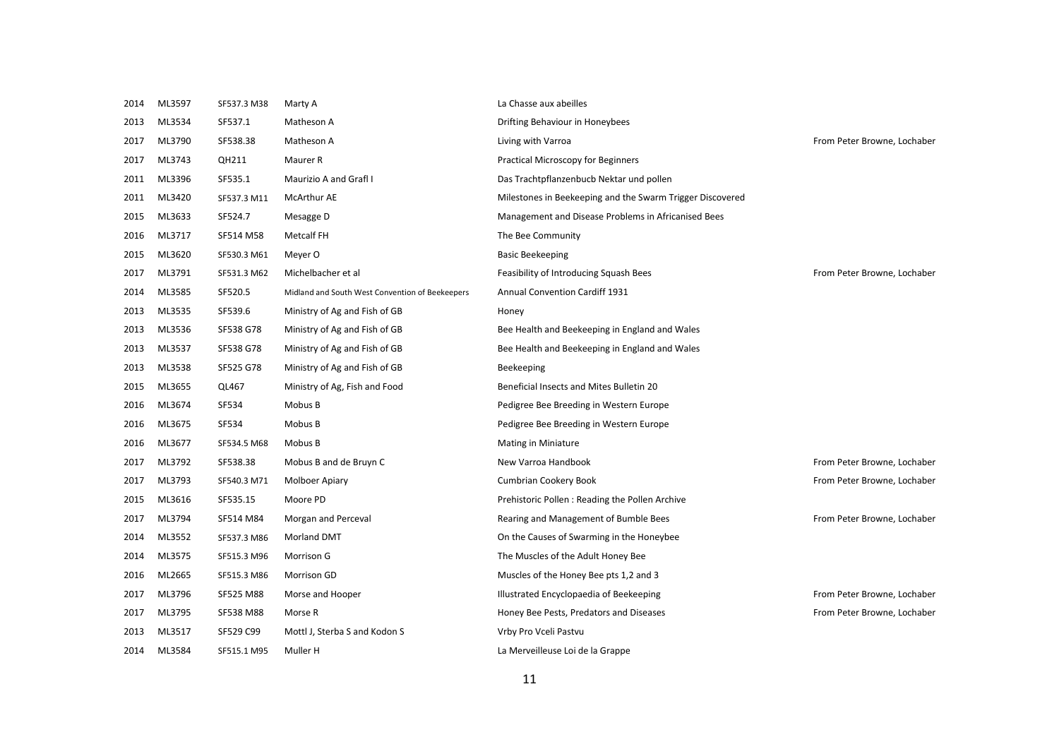| | | | | | |
|---|---|---|---|---|---|
| 2014 | ML3597 | SF537.3 M38 | Marty A | La Chasse aux abeilles | |
| 2013 | ML3534 | SF537.1 | Matheson A | Drifting Behaviour in Honeybees | |
| 2017 | ML3790 | SF538.38 | Matheson A | Living with Varroa | From Peter Browne, Lochaber |
| 2017 | ML3743 | QH211 | Maurer R | Practical Microscopy for Beginners | |
| 2011 | ML3396 | SF535.1 | Maurizio A and Grafl I | Das Trachtpflanzenbucb Nektar und pollen | |
| 2011 | ML3420 | SF537.3 M11 | McArthur AE | Milestones in Beekeeping and the Swarm Trigger Discovered | |
| 2015 | ML3633 | SF524.7 | Mesagge D | Management and Disease Problems in Africanised Bees | |
| 2016 | ML3717 | SF514 M58 | Metcalf FH | The Bee Community | |
| 2015 | ML3620 | SF530.3 M61 | Meyer O | Basic Beekeeping | |
| 2017 | ML3791 | SF531.3 M62 | Michelbacher et al | Feasibility of Introducing Squash Bees | From Peter Browne, Lochaber |
| 2014 | ML3585 | SF520.5 | Midland and South West Convention of Beekeepers | Annual Convention Cardiff 1931 | |
| 2013 | ML3535 | SF539.6 | Ministry of Ag and Fish of GB | Honey | |
| 2013 | ML3536 | SF538 G78 | Ministry of Ag and Fish of GB | Bee Health and Beekeeping in England and Wales | |
| 2013 | ML3537 | SF538 G78 | Ministry of Ag and Fish of GB | Bee Health and Beekeeping in England and Wales | |
| 2013 | ML3538 | SF525 G78 | Ministry of Ag and Fish of GB | Beekeeping | |
| 2015 | ML3655 | QL467 | Ministry of Ag, Fish and Food | Beneficial Insects and Mites Bulletin 20 | |
| 2016 | ML3674 | SF534 | Mobus B | Pedigree Bee Breeding in Western Europe | |
| 2016 | ML3675 | SF534 | Mobus B | Pedigree Bee Breeding in Western Europe | |
| 2016 | ML3677 | SF534.5 M68 | Mobus B | Mating in Miniature | |
| 2017 | ML3792 | SF538.38 | Mobus B and de Bruyn C | New Varroa Handbook | From Peter Browne, Lochaber |
| 2017 | ML3793 | SF540.3 M71 | Molboer Apiary | Cumbrian Cookery Book | From Peter Browne, Lochaber |
| 2015 | ML3616 | SF535.15 | Moore PD | Prehistoric Pollen : Reading the Pollen Archive | |
| 2017 | ML3794 | SF514 M84 | Morgan and Perceval | Rearing and Management of Bumble Bees | From Peter Browne, Lochaber |
| 2014 | ML3552 | SF537.3 M86 | Morland DMT | On the Causes of Swarming in the Honeybee | |
| 2014 | ML3575 | SF515.3 M96 | Morrison G | The Muscles of the Adult Honey Bee | |
| 2016 | ML2665 | SF515.3 M86 | Morrison GD | Muscles of the Honey Bee pts 1,2 and 3 | |
| 2017 | ML3796 | SF525 M88 | Morse and Hooper | Illustrated Encyclopaedia of Beekeeping | From Peter Browne, Lochaber |
| 2017 | ML3795 | SF538 M88 | Morse R | Honey Bee Pests, Predators and Diseases | From Peter Browne, Lochaber |
| 2013 | ML3517 | SF529 C99 | Mottl J, Sterba S and Kodon S | Vrby Pro Vceli Pastvu | |
| 2014 | ML3584 | SF515.1 M95 | Muller H | La Merveilleuse Loi de la Grappe | |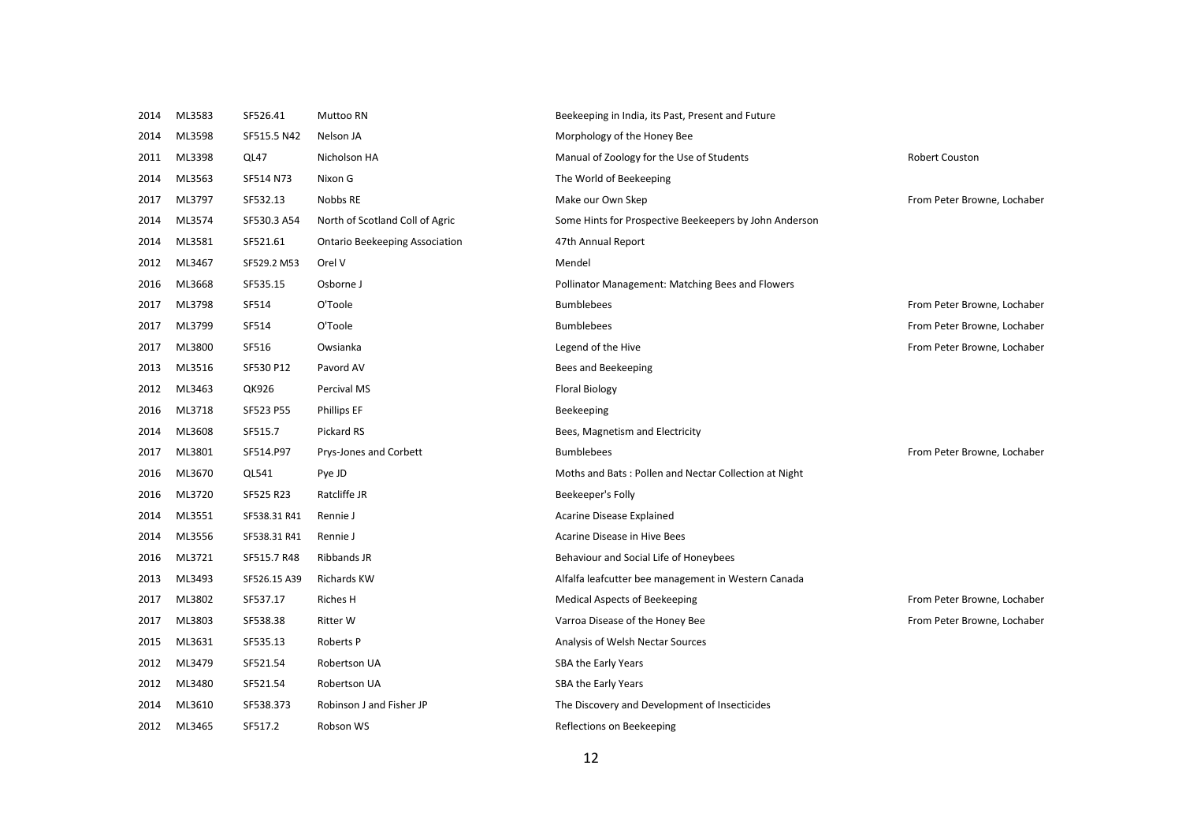| | | | | | |
|---|---|---|---|---|---|
| 2014 | ML3583 | SF526.41 | Muttoo RN | Beekeeping in India, its Past, Present and Future | |
| 2014 | ML3598 | SF515.5 N42 | Nelson JA | Morphology of the Honey Bee | |
| 2011 | ML3398 | QL47 | Nicholson HA | Manual of Zoology for the Use of Students | Robert Couston |
| 2014 | ML3563 | SF514 N73 | Nixon G | The World of Beekeeping | |
| 2017 | ML3797 | SF532.13 | Nobbs RE | Make our Own Skep | From Peter Browne, Lochaber |
| 2014 | ML3574 | SF530.3 A54 | North of Scotland Coll of Agric | Some Hints for Prospective Beekeepers by John Anderson | |
| 2014 | ML3581 | SF521.61 | Ontario Beekeeping Association | 47th Annual Report | |
| 2012 | ML3467 | SF529.2 M53 | Orel V | Mendel | |
| 2016 | ML3668 | SF535.15 | Osborne J | Pollinator Management: Matching Bees and Flowers | |
| 2017 | ML3798 | SF514 | O'Toole | Bumblebees | From Peter Browne, Lochaber |
| 2017 | ML3799 | SF514 | O'Toole | Bumblebees | From Peter Browne, Lochaber |
| 2017 | ML3800 | SF516 | Owsianka | Legend of the Hive | From Peter Browne, Lochaber |
| 2013 | ML3516 | SF530 P12 | Pavord AV | Bees and Beekeeping | |
| 2012 | ML3463 | QK926 | Percival MS | Floral Biology | |
| 2016 | ML3718 | SF523 P55 | Phillips EF | Beekeeping | |
| 2014 | ML3608 | SF515.7 | Pickard RS | Bees, Magnetism and Electricity | |
| 2017 | ML3801 | SF514.P97 | Prys-Jones and Corbett | Bumblebees | From Peter Browne, Lochaber |
| 2016 | ML3670 | QL541 | Pye JD | Moths and Bats : Pollen and Nectar Collection at Night | |
| 2016 | ML3720 | SF525 R23 | Ratcliffe JR | Beekeeper's Folly | |
| 2014 | ML3551 | SF538.31 R41 | Rennie J | Acarine Disease Explained | |
| 2014 | ML3556 | SF538.31 R41 | Rennie J | Acarine Disease in Hive Bees | |
| 2016 | ML3721 | SF515.7 R48 | Ribbands JR | Behaviour and Social Life of Honeybees | |
| 2013 | ML3493 | SF526.15 A39 | Richards KW | Alfalfa leafcutter bee management in Western Canada | |
| 2017 | ML3802 | SF537.17 | Riches H | Medical Aspects of Beekeeping | From Peter Browne, Lochaber |
| 2017 | ML3803 | SF538.38 | Ritter W | Varroa Disease of the Honey Bee | From Peter Browne, Lochaber |
| 2015 | ML3631 | SF535.13 | Roberts P | Analysis of Welsh Nectar Sources | |
| 2012 | ML3479 | SF521.54 | Robertson UA | SBA the Early Years | |
| 2012 | ML3480 | SF521.54 | Robertson UA | SBA the Early Years | |
| 2014 | ML3610 | SF538.373 | Robinson J and Fisher JP | The Discovery and Development of Insecticides | |
| 2012 | ML3465 | SF517.2 | Robson WS | Reflections on Beekeeping | |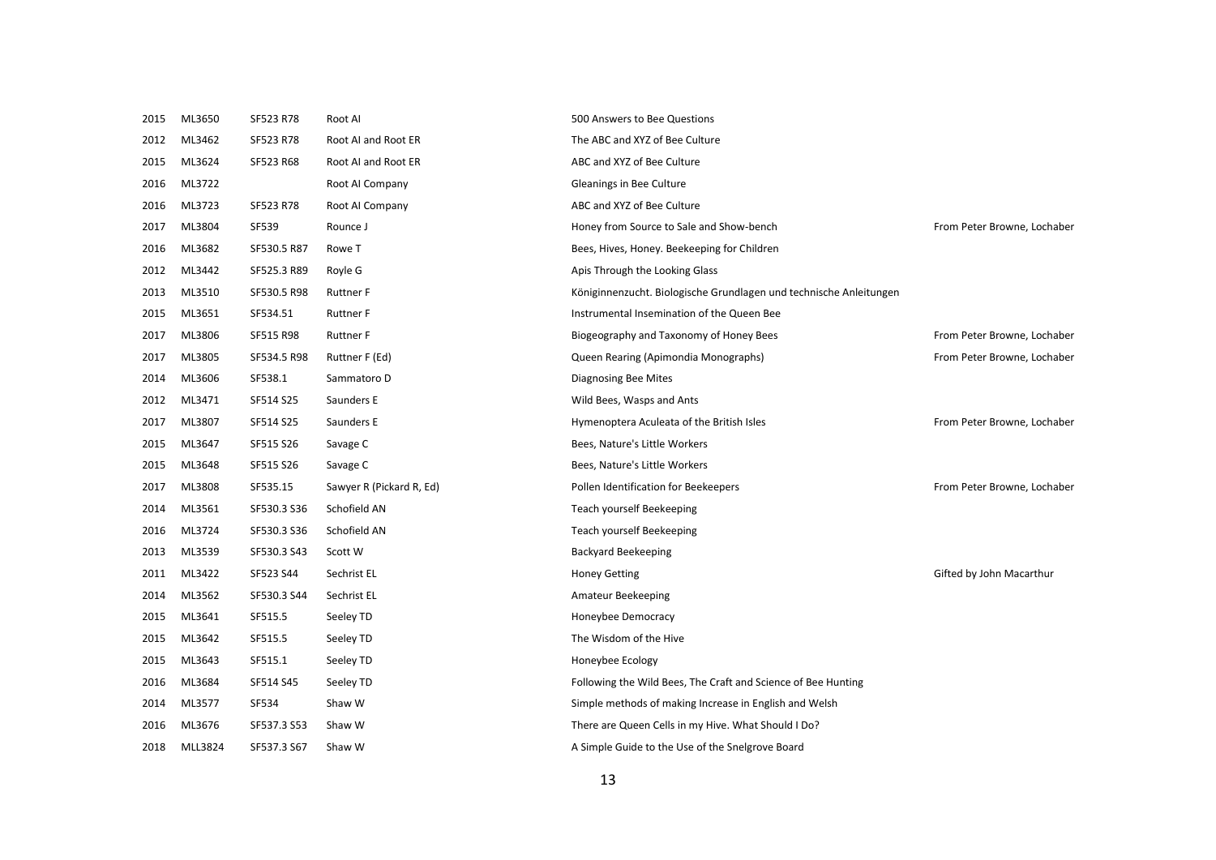| | | | | | |
|---|---|---|---|---|---|
| 2015 | ML3650 | SF523 R78 | Root AI | 500 Answers to Bee Questions | |
| 2012 | ML3462 | SF523 R78 | Root AI and Root ER | The ABC and XYZ of Bee Culture | |
| 2015 | ML3624 | SF523 R68 | Root AI and Root ER | ABC and XYZ of Bee Culture | |
| 2016 | ML3722 | | Root AI Company | Gleanings in Bee Culture | |
| 2016 | ML3723 | SF523 R78 | Root AI Company | ABC and XYZ of Bee Culture | |
| 2017 | ML3804 | SF539 | Rounce J | Honey from Source to Sale and Show-bench | From Peter Browne, Lochaber |
| 2016 | ML3682 | SF530.5 R87 | Rowe T | Bees, Hives, Honey. Beekeeping for Children | |
| 2012 | ML3442 | SF525.3 R89 | Royle G | Apis Through the Looking Glass | |
| 2013 | ML3510 | SF530.5 R98 | Ruttner F | Königinnenzucht. Biologische Grundlagen und technische Anleitungen | |
| 2015 | ML3651 | SF534.51 | Ruttner F | Instrumental Insemination of the Queen Bee | |
| 2017 | ML3806 | SF515 R98 | Ruttner F | Biogeography and Taxonomy of Honey Bees | From Peter Browne, Lochaber |
| 2017 | ML3805 | SF534.5 R98 | Ruttner F (Ed) | Queen Rearing (Apimondia Monographs) | From Peter Browne, Lochaber |
| 2014 | ML3606 | SF538.1 | Sammatoro D | Diagnosing Bee Mites | |
| 2012 | ML3471 | SF514 S25 | Saunders E | Wild Bees, Wasps and Ants | |
| 2017 | ML3807 | SF514 S25 | Saunders E | Hymenoptera Aculeata of the British Isles | From Peter Browne, Lochaber |
| 2015 | ML3647 | SF515 S26 | Savage C | Bees, Nature's Little Workers | |
| 2015 | ML3648 | SF515 S26 | Savage C | Bees, Nature's Little Workers | |
| 2017 | ML3808 | SF535.15 | Sawyer R (Pickard R, Ed) | Pollen Identification for Beekeepers | From Peter Browne, Lochaber |
| 2014 | ML3561 | SF530.3 S36 | Schofield AN | Teach yourself Beekeeping | |
| 2016 | ML3724 | SF530.3 S36 | Schofield AN | Teach yourself Beekeeping | |
| 2013 | ML3539 | SF530.3 S43 | Scott W | Backyard Beekeeping | |
| 2011 | ML3422 | SF523 S44 | Sechrist EL | Honey Getting | Gifted by John Macarthur |
| 2014 | ML3562 | SF530.3 S44 | Sechrist EL | Amateur Beekeeping | |
| 2015 | ML3641 | SF515.5 | Seeley TD | Honeybee Democracy | |
| 2015 | ML3642 | SF515.5 | Seeley TD | The Wisdom of the Hive | |
| 2015 | ML3643 | SF515.1 | Seeley TD | Honeybee Ecology | |
| 2016 | ML3684 | SF514 S45 | Seeley TD | Following the Wild Bees, The Craft and Science of Bee Hunting | |
| 2014 | ML3577 | SF534 | Shaw W | Simple methods of making Increase in English and Welsh | |
| 2016 | ML3676 | SF537.3 S53 | Shaw W | There are Queen Cells in my Hive. What Should I Do? | |
| 2018 | MLL3824 | SF537.3 S67 | Shaw W | A Simple Guide to the Use of the Snelgrove Board | |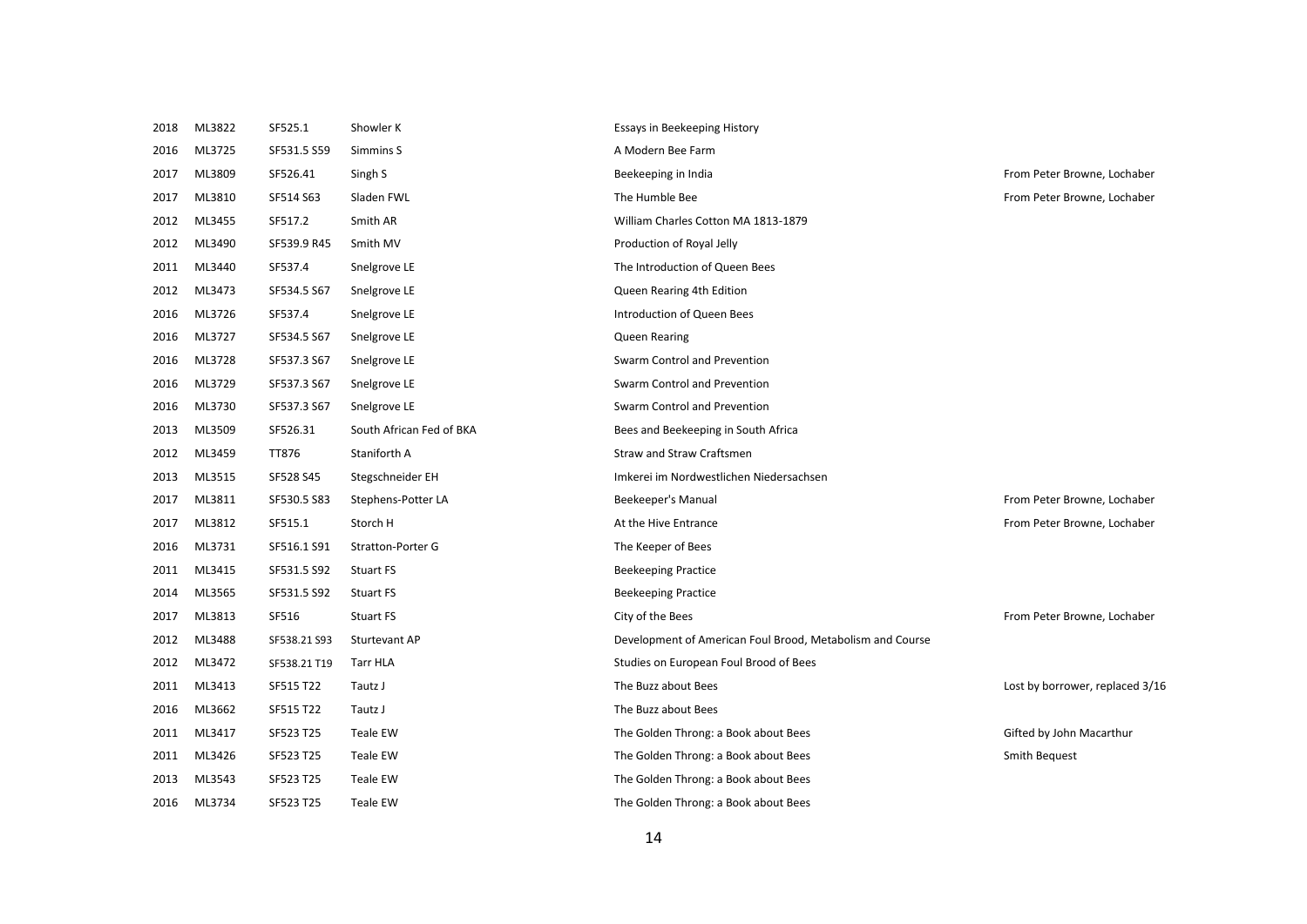| | | | | | |
|---|---|---|---|---|---|
| 2018 | ML3822 | SF525.1 | Showler K | Essays in Beekeeping History | |
| 2016 | ML3725 | SF531.5 S59 | Simmins S | A Modern Bee Farm | |
| 2017 | ML3809 | SF526.41 | Singh S | Beekeeping in India | From Peter Browne, Lochaber |
| 2017 | ML3810 | SF514 S63 | Sladen FWL | The Humble Bee | From Peter Browne, Lochaber |
| 2012 | ML3455 | SF517.2 | Smith AR | William Charles Cotton MA 1813-1879 | |
| 2012 | ML3490 | SF539.9 R45 | Smith MV | Production of Royal Jelly | |
| 2011 | ML3440 | SF537.4 | Snelgrove LE | The Introduction of Queen Bees | |
| 2012 | ML3473 | SF534.5 S67 | Snelgrove LE | Queen Rearing 4th Edition | |
| 2016 | ML3726 | SF537.4 | Snelgrove LE | Introduction of Queen Bees | |
| 2016 | ML3727 | SF534.5 S67 | Snelgrove LE | Queen Rearing | |
| 2016 | ML3728 | SF537.3 S67 | Snelgrove LE | Swarm Control and Prevention | |
| 2016 | ML3729 | SF537.3 S67 | Snelgrove LE | Swarm Control and Prevention | |
| 2016 | ML3730 | SF537.3 S67 | Snelgrove LE | Swarm Control and Prevention | |
| 2013 | ML3509 | SF526.31 | South African Fed of BKA | Bees and Beekeeping in South Africa | |
| 2012 | ML3459 | TT876 | Staniforth A | Straw and Straw Craftsmen | |
| 2013 | ML3515 | SF528 S45 | Stegschneider EH | Imkerei im Nordwestlichen Niedersachsen | |
| 2017 | ML3811 | SF530.5 S83 | Stephens-Potter LA | Beekeeper's Manual | From Peter Browne, Lochaber |
| 2017 | ML3812 | SF515.1 | Storch H | At the Hive Entrance | From Peter Browne, Lochaber |
| 2016 | ML3731 | SF516.1 S91 | Stratton-Porter G | The Keeper of Bees | |
| 2011 | ML3415 | SF531.5 S92 | Stuart FS | Beekeeping Practice | |
| 2014 | ML3565 | SF531.5 S92 | Stuart FS | Beekeeping Practice | |
| 2017 | ML3813 | SF516 | Stuart FS | City of the Bees | From Peter Browne, Lochaber |
| 2012 | ML3488 | SF538.21 S93 | Sturtevant AP | Development of American Foul Brood, Metabolism and Course | |
| 2012 | ML3472 | SF538.21 T19 | Tarr HLA | Studies on European Foul Brood of Bees | |
| 2011 | ML3413 | SF515 T22 | Tautz J | The Buzz about Bees | Lost by borrower, replaced 3/16 |
| 2016 | ML3662 | SF515 T22 | Tautz J | The Buzz about Bees | |
| 2011 | ML3417 | SF523 T25 | Teale EW | The Golden Throng: a Book about Bees | Gifted by John Macarthur |
| 2011 | ML3426 | SF523 T25 | Teale EW | The Golden Throng: a Book about Bees | Smith Bequest |
| 2013 | ML3543 | SF523 T25 | Teale EW | The Golden Throng: a Book about Bees | |
| 2016 | ML3734 | SF523 T25 | Teale EW | The Golden Throng: a Book about Bees | |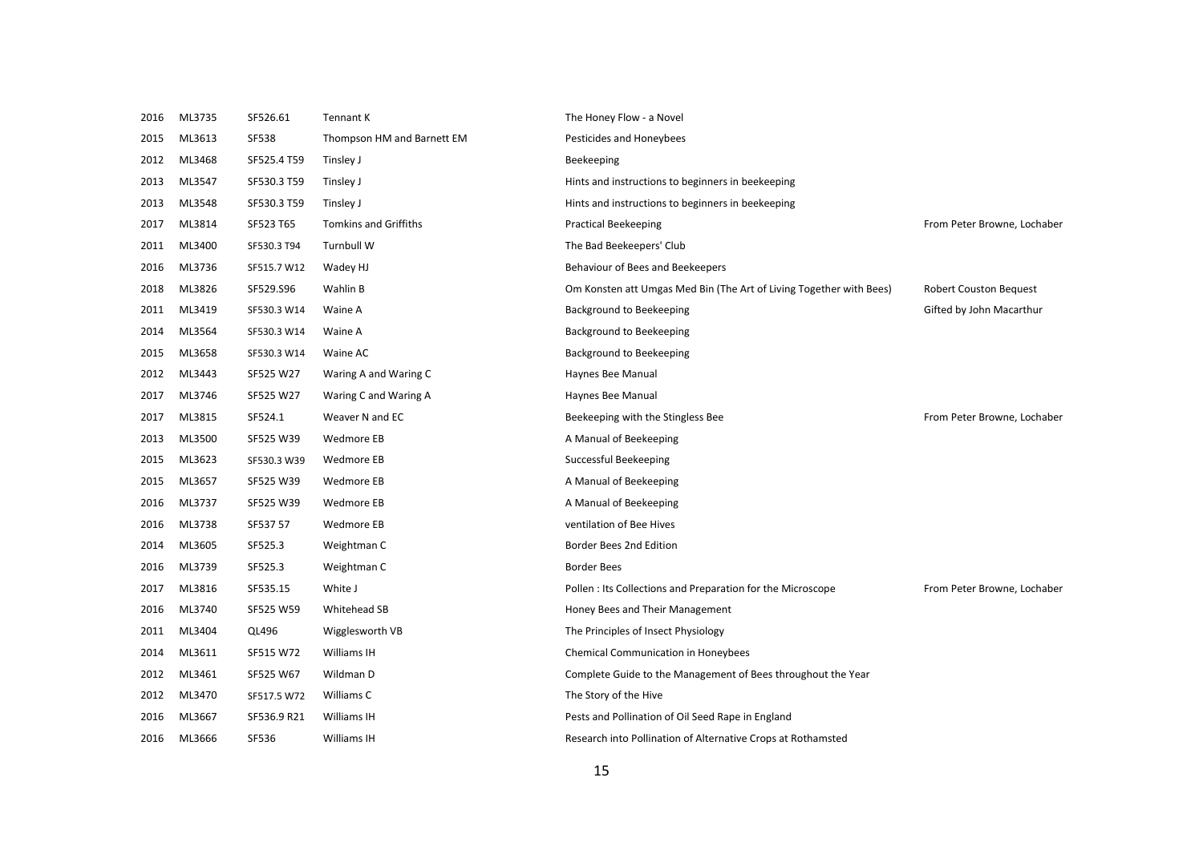| | | | | | |
|---|---|---|---|---|---|
| 2016 | ML3735 | SF526.61 | Tennant K | The Honey Flow - a Novel | |
| 2015 | ML3613 | SF538 | Thompson HM and Barnett EM | Pesticides and Honeybees | |
| 2012 | ML3468 | SF525.4 T59 | Tinsley J | Beekeeping | |
| 2013 | ML3547 | SF530.3 T59 | Tinsley J | Hints and instructions to beginners in beekeeping | |
| 2013 | ML3548 | SF530.3 T59 | Tinsley J | Hints and instructions to beginners in beekeeping | |
| 2017 | ML3814 | SF523 T65 | Tomkins and Griffiths | Practical Beekeeping | From Peter Browne, Lochaber |
| 2011 | ML3400 | SF530.3 T94 | Turnbull W | The Bad Beekeepers' Club | |
| 2016 | ML3736 | SF515.7 W12 | Wadey HJ | Behaviour of Bees and Beekeepers | |
| 2018 | ML3826 | SF529.S96 | Wahlin B | Om Konsten att Umgas Med Bin (The Art of Living Together with Bees) | Robert Couston Bequest |
| 2011 | ML3419 | SF530.3 W14 | Waine A | Background to Beekeeping | Gifted by John Macarthur |
| 2014 | ML3564 | SF530.3 W14 | Waine A | Background to Beekeeping | |
| 2015 | ML3658 | SF530.3 W14 | Waine AC | Background to Beekeeping | |
| 2012 | ML3443 | SF525 W27 | Waring A and Waring C | Haynes Bee Manual | |
| 2017 | ML3746 | SF525 W27 | Waring C and Waring A | Haynes Bee Manual | |
| 2017 | ML3815 | SF524.1 | Weaver N and EC | Beekeeping with the Stingless Bee | From Peter Browne, Lochaber |
| 2013 | ML3500 | SF525 W39 | Wedmore EB | A Manual of Beekeeping | |
| 2015 | ML3623 | SF530.3 W39 | Wedmore EB | Successful Beekeeping | |
| 2015 | ML3657 | SF525 W39 | Wedmore EB | A Manual of Beekeeping | |
| 2016 | ML3737 | SF525 W39 | Wedmore EB | A Manual of Beekeeping | |
| 2016 | ML3738 | SF537 57 | Wedmore EB | ventilation of Bee Hives | |
| 2014 | ML3605 | SF525.3 | Weightman C | Border Bees 2nd Edition | |
| 2016 | ML3739 | SF525.3 | Weightman C | Border Bees | |
| 2017 | ML3816 | SF535.15 | White J | Pollen : Its Collections and Preparation for the Microscope | From Peter Browne, Lochaber |
| 2016 | ML3740 | SF525 W59 | Whitehead SB | Honey Bees and Their Management | |
| 2011 | ML3404 | QL496 | Wigglesworth VB | The Principles of Insect Physiology | |
| 2014 | ML3611 | SF515 W72 | Williams IH | Chemical Communication in Honeybees | |
| 2012 | ML3461 | SF525 W67 | Wildman D | Complete Guide to the Management of Bees throughout the Year | |
| 2012 | ML3470 | SF517.5 W72 | Williams C | The Story of the Hive | |
| 2016 | ML3667 | SF536.9 R21 | Williams IH | Pests and Pollination of Oil Seed Rape in England | |
| 2016 | ML3666 | SF536 | Williams IH | Research into Pollination of Alternative Crops at Rothamsted | |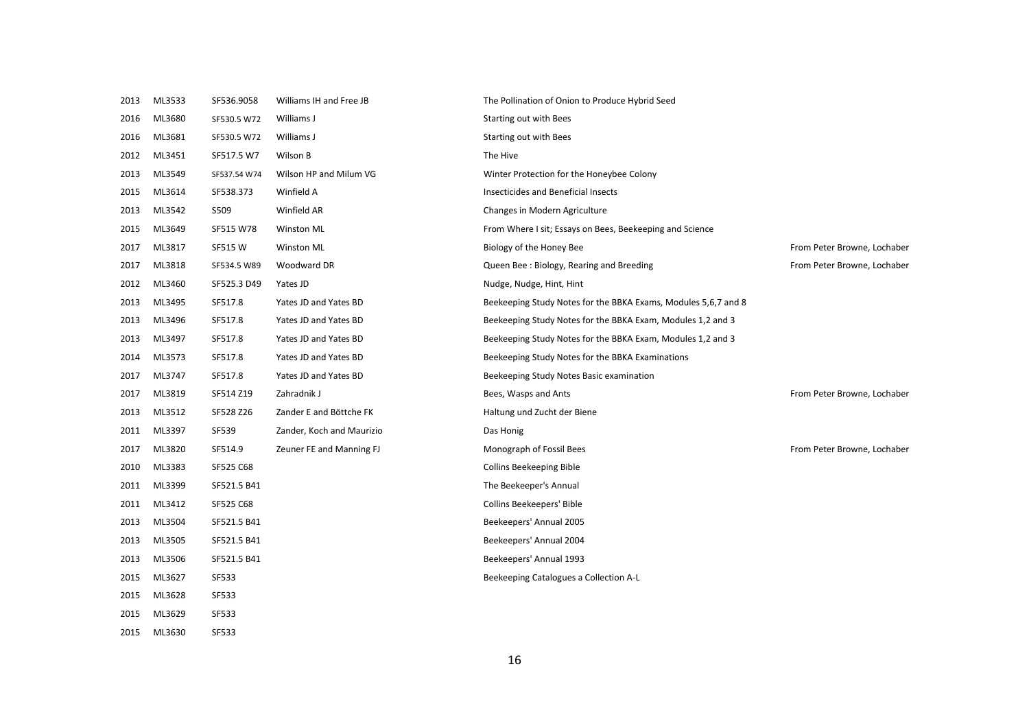| | | | | | |
|---|---|---|---|---|---|
| 2013 | ML3533 | SF536.9058 | Williams IH and Free JB | The Pollination of Onion to Produce Hybrid Seed | |
| 2016 | ML3680 | SF530.5 W72 | Williams J | Starting out with Bees | |
| 2016 | ML3681 | SF530.5 W72 | Williams J | Starting out with Bees | |
| 2012 | ML3451 | SF517.5 W7 | Wilson B | The Hive | |
| 2013 | ML3549 | SF537.54 W74 | Wilson HP and Milum VG | Winter Protection for the Honeybee Colony | |
| 2015 | ML3614 | SF538.373 | Winfield A | Insecticides and Beneficial Insects | |
| 2013 | ML3542 | S509 | Winfield AR | Changes in Modern Agriculture | |
| 2015 | ML3649 | SF515 W78 | Winston ML | From Where I sit; Essays on Bees, Beekeeping and Science | |
| 2017 | ML3817 | SF515 W | Winston ML | Biology of the Honey Bee | From Peter Browne, Lochaber |
| 2017 | ML3818 | SF534.5 W89 | Woodward DR | Queen Bee : Biology, Rearing and Breeding | From Peter Browne, Lochaber |
| 2012 | ML3460 | SF525.3 D49 | Yates JD | Nudge, Nudge, Hint, Hint | |
| 2013 | ML3495 | SF517.8 | Yates JD and Yates BD | Beekeeping Study Notes for the BBKA Exams, Modules 5,6,7 and 8 | |
| 2013 | ML3496 | SF517.8 | Yates JD and Yates BD | Beekeeping Study Notes for the BBKA Exam, Modules 1,2 and 3 | |
| 2013 | ML3497 | SF517.8 | Yates JD and Yates BD | Beekeeping Study Notes for the BBKA Exam, Modules 1,2 and 3 | |
| 2014 | ML3573 | SF517.8 | Yates JD and Yates BD | Beekeeping Study Notes for the BBKA Examinations | |
| 2017 | ML3747 | SF517.8 | Yates JD and Yates BD | Beekeeping Study Notes Basic examination | |
| 2017 | ML3819 | SF514 Z19 | Zahradnik J | Bees, Wasps and Ants | From Peter Browne, Lochaber |
| 2013 | ML3512 | SF528 Z26 | Zander E and Böttche FK | Haltung und Zucht der Biene | |
| 2011 | ML3397 | SF539 | Zander, Koch and Maurizio | Das Honig | |
| 2017 | ML3820 | SF514.9 | Zeuner FE and Manning FJ | Monograph of Fossil Bees | From Peter Browne, Lochaber |
| 2010 | ML3383 | SF525 C68 | | Collins Beekeeping Bible | |
| 2011 | ML3399 | SF521.5 B41 | | The Beekeeper's Annual | |
| 2011 | ML3412 | SF525 C68 | | Collins Beekeepers' Bible | |
| 2013 | ML3504 | SF521.5 B41 | | Beekeepers' Annual 2005 | |
| 2013 | ML3505 | SF521.5 B41 | | Beekeepers' Annual 2004 | |
| 2013 | ML3506 | SF521.5 B41 | | Beekeepers' Annual 1993 | |
| 2015 | ML3627 | SF533 | | Beekeeping Catalogues a Collection A-L | |
| 2015 | ML3628 | SF533 | | | |
| 2015 | ML3629 | SF533 | | | |
| 2015 | ML3630 | SF533 | | | |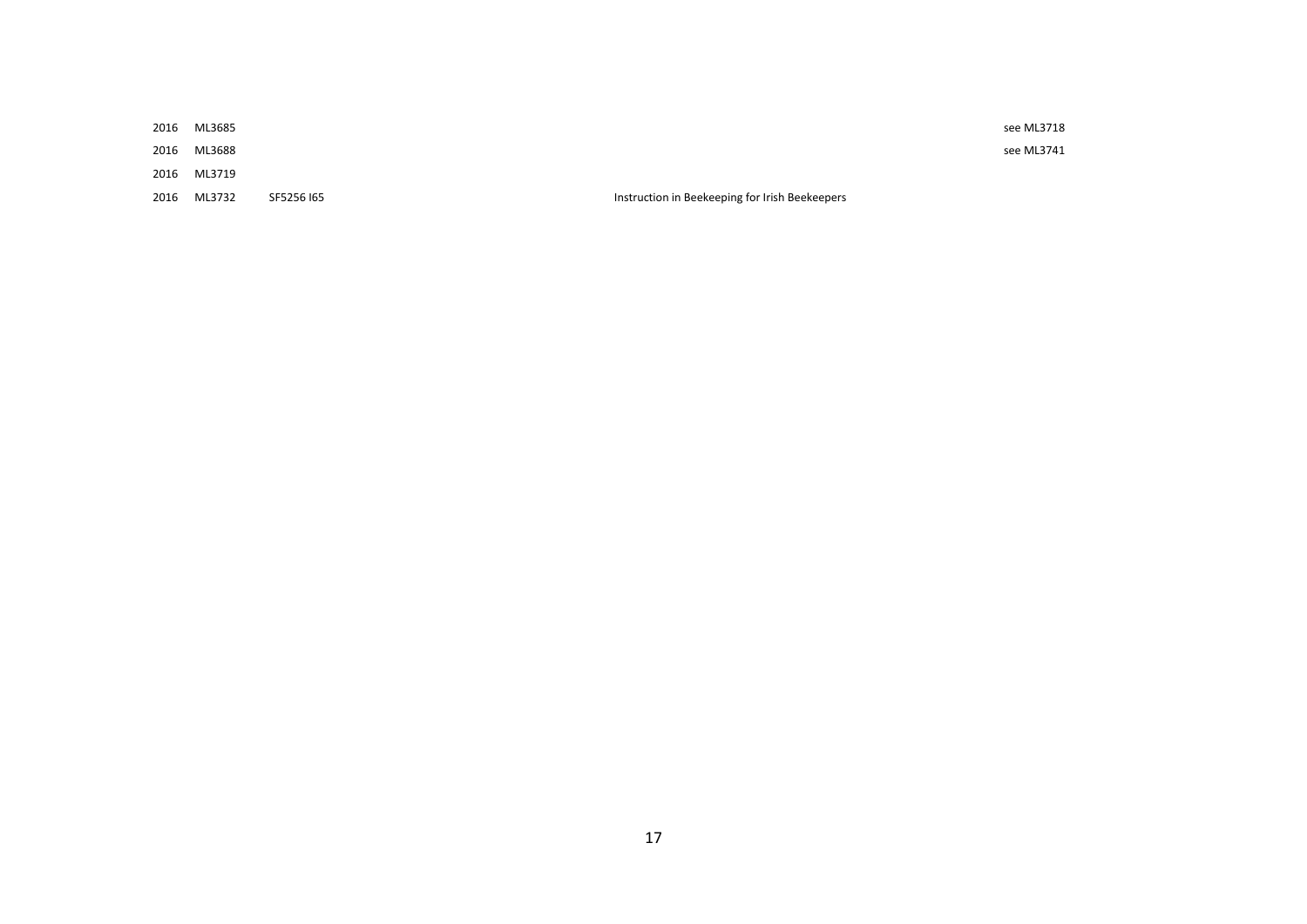| | | | | |
|---|---|---|---|---|
| 2016 | ML3685 | | | see ML3718 |
| 2016 | ML3688 | | | see ML3741 |
| 2016 | ML3719 | | | |
| 2016 | ML3732 | SF5256 I65 | Instruction in Beekeeping for Irish Beekeepers | |